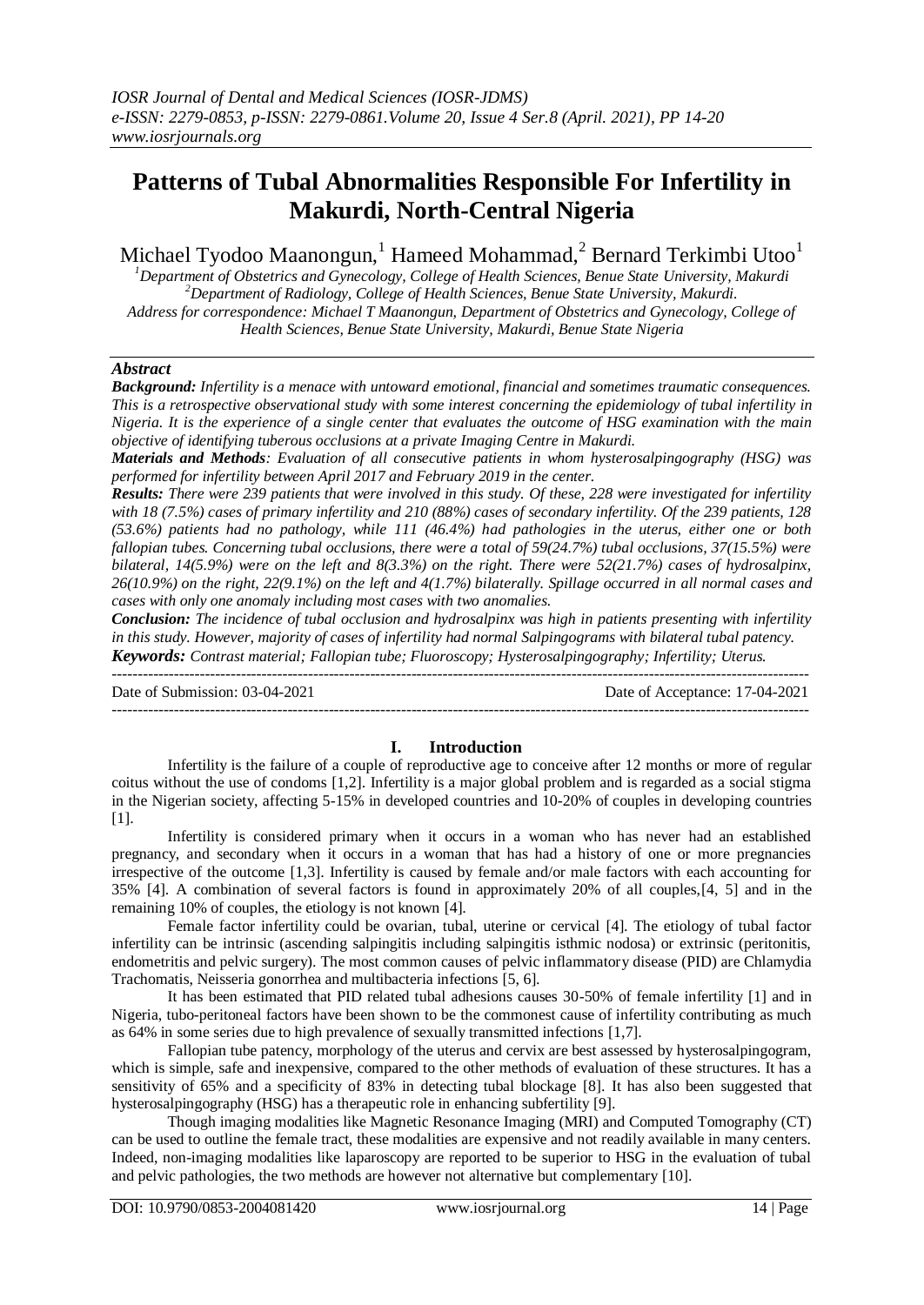# Patterns of Tubal Abnormalities Responsible For Infertility in Makurdi, North-Central Nigeria

Michael Tyodoo Maanongun,[1] Hameed Mohammad,[2] Bernard Terkimbi Utoo[1]

[1]Department of Obstetrics and Gynecology, College of Health Sciences, Benue State University, Makurdi
[2]Department of Radiology, College of Health Sciences, Benue State University, Makurdi.
Address for correspondence: Michael T Maanongun, Department of Obstetrics and Gynecology, College of Health Sciences, Benue State University, Makurdi, Benue State Nigeria

## Abstract

***Background:*** *Infertility is a menace with untoward emotional, financial and sometimes traumatic consequences. This is a retrospective observational study with some interest concerning the epidemiology of tubal infertility in Nigeria. It is the experience of a single center that evaluates the outcome of HSG examination with the main objective of identifying tuberous occlusions at a private Imaging Centre in Makurdi.*

***Materials and Methods****: Evaluation of all consecutive patients in whom hysterosalpingography (HSG) was performed for infertility between April 2017 and February 2019 in the center.*

***Results:*** *There were 239 patients that were involved in this study. Of these, 228 were investigated for infertility with 18 (7.5%) cases of primary infertility and 210 (88%) cases of secondary infertility. Of the 239 patients, 128 (53.6%) patients had no pathology, while 111 (46.4%) had pathologies in the uterus, either one or both fallopian tubes. Concerning tubal occlusions, there were a total of 59(24.7%) tubal occlusions, 37(15.5%) were bilateral, 14(5.9%) were on the left and 8(3.3%) on the right. There were 52(21.7%) cases of hydrosalpinx, 26(10.9%) on the right, 22(9.1%) on the left and 4(1.7%) bilaterally. Spillage occurred in all normal cases and cases with only one anomaly including most cases with two anomalies.*

***Conclusion:*** *The incidence of tubal occlusion and hydrosalpinx was high in patients presenting with infertility in this study. However, majority of cases of infertility had normal Salpingograms with bilateral tubal patency.*

***Keywords:*** *Contrast material; Fallopian tube; Fluoroscopy; Hysterosalpingography; Infertility; Uterus.*

---

Date of Submission: 03-04-2021 | Date of Acceptance: 17-04-2021

---

## I. Introduction

Infertility is the failure of a couple of reproductive age to conceive after 12 months or more of regular coitus without the use of condoms [1,2]. Infertility is a major global problem and is regarded as a social stigma in the Nigerian society, affecting 5-15% in developed countries and 10-20% of couples in developing countries [1].

Infertility is considered primary when it occurs in a woman who has never had an established pregnancy, and secondary when it occurs in a woman that has had a history of one or more pregnancies irrespective of the outcome [1,3]. Infertility is caused by female and/or male factors with each accounting for 35% [4]. A combination of several factors is found in approximately 20% of all couples,[4, 5] and in the remaining 10% of couples, the etiology is not known [4].

Female factor infertility could be ovarian, tubal, uterine or cervical [4]. The etiology of tubal factor infertility can be intrinsic (ascending salpingitis including salpingitis isthmic nodosa) or extrinsic (peritonitis, endometritis and pelvic surgery). The most common causes of pelvic inflammatory disease (PID) are Chlamydia Trachomatis, Neisseria gonorrhea and multibacteria infections [5, 6].

It has been estimated that PID related tubal adhesions causes 30-50% of female infertility [1] and in Nigeria, tubo-peritoneal factors have been shown to be the commonest cause of infertility contributing as much as 64% in some series due to high prevalence of sexually transmitted infections [1,7].

Fallopian tube patency, morphology of the uterus and cervix are best assessed by hysterosalpingogram, which is simple, safe and inexpensive, compared to the other methods of evaluation of these structures. It has a sensitivity of 65% and a specificity of 83% in detecting tubal blockage [8]. It has also been suggested that hysterosalpingography (HSG) has a therapeutic role in enhancing subfertility [9].

Though imaging modalities like Magnetic Resonance Imaging (MRI) and Computed Tomography (CT) can be used to outline the female tract, these modalities are expensive and not readily available in many centers. Indeed, non-imaging modalities like laparoscopy are reported to be superior to HSG in the evaluation of tubal and pelvic pathologies, the two methods are however not alternative but complementary [10].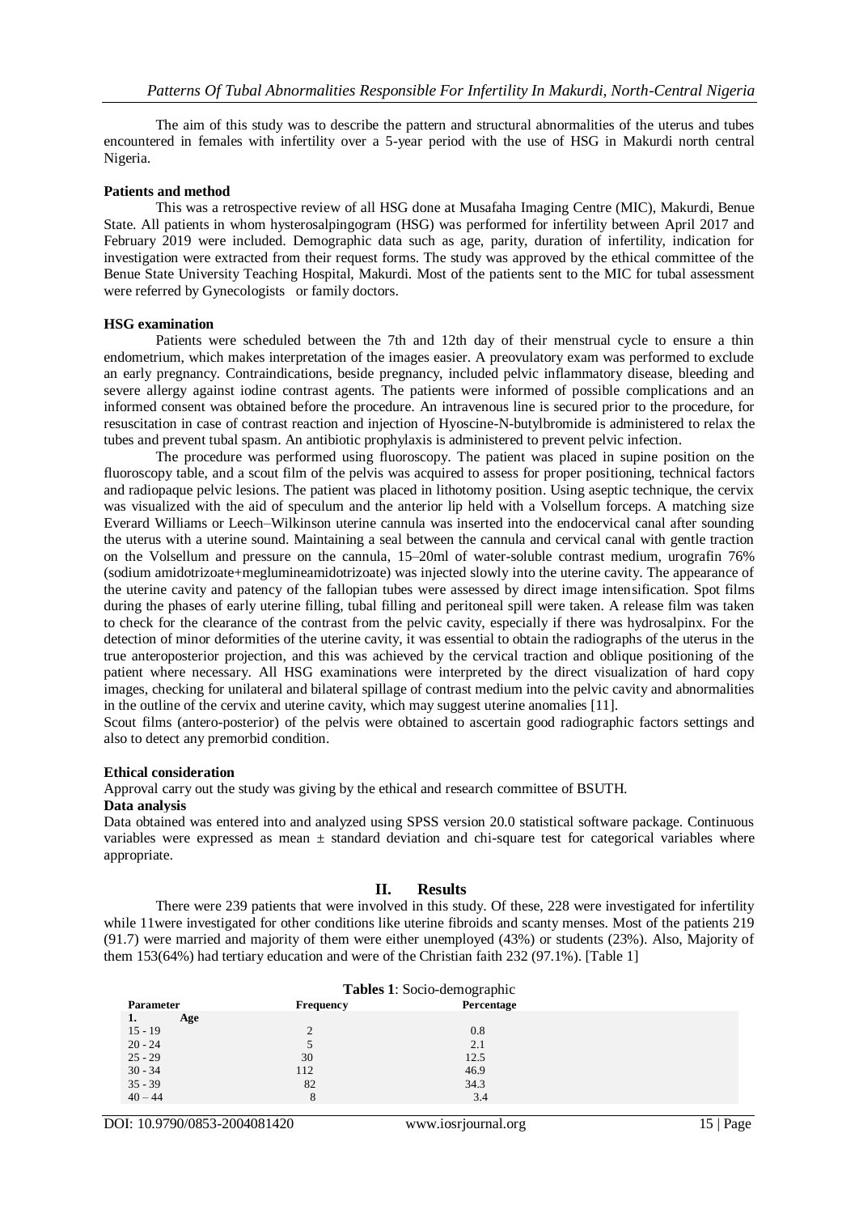The aim of this study was to describe the pattern and structural abnormalities of the uterus and tubes encountered in females with infertility over a 5-year period with the use of HSG in Makurdi north central Nigeria.

**Patients and method**

This was a retrospective review of all HSG done at Musafaha Imaging Centre (MIC), Makurdi, Benue State. All patients in whom hysterosalpingogram (HSG) was performed for infertility between April 2017 and February 2019 were included. Demographic data such as age, parity, duration of infertility, indication for investigation were extracted from their request forms. The study was approved by the ethical committee of the Benue State University Teaching Hospital, Makurdi. Most of the patients sent to the MIC for tubal assessment were referred by Gynecologists or family doctors.

**HSG examination**

Patients were scheduled between the 7th and 12th day of their menstrual cycle to ensure a thin endometrium, which makes interpretation of the images easier. A preovulatory exam was performed to exclude an early pregnancy. Contraindications, beside pregnancy, included pelvic inflammatory disease, bleeding and severe allergy against iodine contrast agents. The patients were informed of possible complications and an informed consent was obtained before the procedure. An intravenous line is secured prior to the procedure, for resuscitation in case of contrast reaction and injection of Hyoscine-N-butylbromide is administered to relax the tubes and prevent tubal spasm. An antibiotic prophylaxis is administered to prevent pelvic infection.

The procedure was performed using fluoroscopy. The patient was placed in supine position on the fluoroscopy table, and a scout film of the pelvis was acquired to assess for proper positioning, technical factors and radiopaque pelvic lesions. The patient was placed in lithotomy position. Using aseptic technique, the cervix was visualized with the aid of speculum and the anterior lip held with a Volsellum forceps. A matching size Everard Williams or Leech–Wilkinson uterine cannula was inserted into the endocervical canal after sounding the uterus with a uterine sound. Maintaining a seal between the cannula and cervical canal with gentle traction on the Volsellum and pressure on the cannula, 15–20ml of water-soluble contrast medium, urografin 76% (sodium amidotrizoate+meglumineamidotrizoate) was injected slowly into the uterine cavity. The appearance of the uterine cavity and patency of the fallopian tubes were assessed by direct image intensification. Spot films during the phases of early uterine filling, tubal filling and peritoneal spill were taken. A release film was taken to check for the clearance of the contrast from the pelvic cavity, especially if there was hydrosalpinx. For the detection of minor deformities of the uterine cavity, it was essential to obtain the radiographs of the uterus in the true anteroposterior projection, and this was achieved by the cervical traction and oblique positioning of the patient where necessary. All HSG examinations were interpreted by the direct visualization of hard copy images, checking for unilateral and bilateral spillage of contrast medium into the pelvic cavity and abnormalities in the outline of the cervix and uterine cavity, which may suggest uterine anomalies [11].

Scout films (antero-posterior) of the pelvis were obtained to ascertain good radiographic factors settings and also to detect any premorbid condition.

**Ethical consideration**

Approval carry out the study was giving by the ethical and research committee of BSUTH.

**Data analysis**

Data obtained was entered into and analyzed using SPSS version 20.0 statistical software package. Continuous variables were expressed as mean ± standard deviation and chi-square test for categorical variables where appropriate.

## II. Results

There were 239 patients that were involved in this study. Of these, 228 were investigated for infertility while 11were investigated for other conditions like uterine fibroids and scanty menses. Most of the patients 219 (91.7) were married and majority of them were either unemployed (43%) or students (23%). Also, Majority of them 153(64%) had tertiary education and were of the Christian faith 232 (97.1%). [Table 1]

**Tables 1**: Socio-demographic

| Parameter | Frequency | Percentage |
|---|---|---|
| 1. Age | | |
| 15 - 19 | 2 | 0.8 |
| 20 - 24 | 5 | 2.1 |
| 25 - 29 | 30 | 12.5 |
| 30 - 34 | 112 | 46.9 |
| 35 - 39 | 82 | 34.3 |
| 40 – 44 | 8 | 3.4 |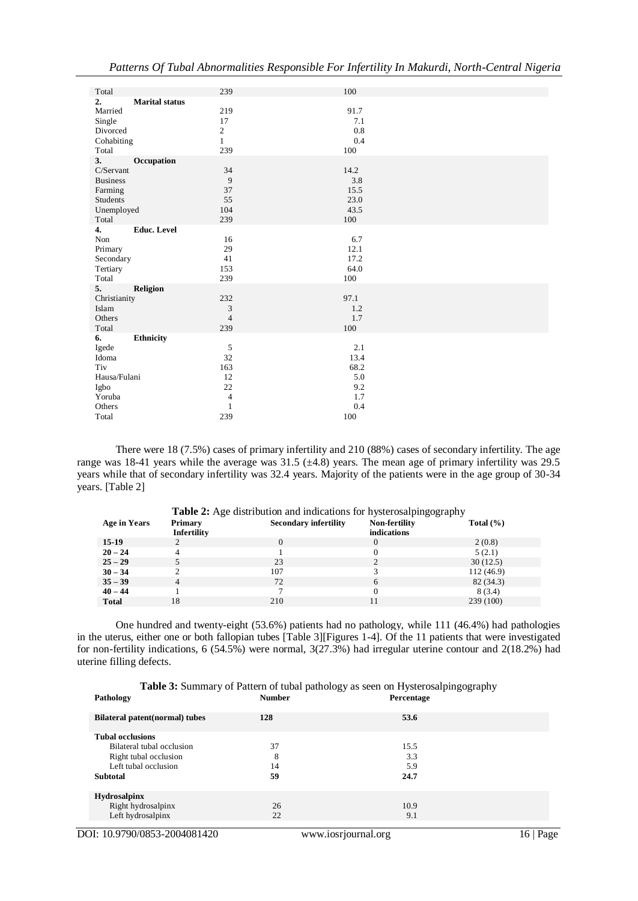| | | |
|---|---|---|
| Total | 239 | 100 |
| **2. Marital status** | | |
| Married | 219 | 91.7 |
| Single | 17 | 7.1 |
| Divorced | 2 | 0.8 |
| Cohabiting | 1 | 0.4 |
| Total | 239 | 100 |
| **3. Occupation** | | |
| C/Servant | 34 | 14.2 |
| Business | 9 | 3.8 |
| Farming | 37 | 15.5 |
| Students | 55 | 23.0 |
| Unemployed | 104 | 43.5 |
| Total | 239 | 100 |
| **4. Educ. Level** | | |
| Non | 16 | 6.7 |
| Primary | 29 | 12.1 |
| Secondary | 41 | 17.2 |
| Tertiary | 153 | 64.0 |
| Total | 239 | 100 |
| **5. Religion** | | |
| Christianity | 232 | 97.1 |
| Islam | 3 | 1.2 |
| Others | 4 | 1.7 |
| Total | 239 | 100 |
| **6. Ethnicity** | | |
| Igede | 5 | 2.1 |
| Idoma | 32 | 13.4 |
| Tiv | 163 | 68.2 |
| Hausa/Fulani | 12 | 5.0 |
| Igbo | 22 | 9.2 |
| Yoruba | 4 | 1.7 |
| Others | 1 | 0.4 |
| Total | 239 | 100 |

There were 18 (7.5%) cases of primary infertility and 210 (88%) cases of secondary infertility. The age range was 18-41 years while the average was 31.5 (±4.8) years. The mean age of primary infertility was 29.5 years while that of secondary infertility was 32.4 years. Majority of the patients were in the age group of 30-34 years. [Table 2]

**Table 2:** Age distribution and indications for hysterosalpingography

| Age in Years | Primary Infertility | Secondary infertility | Non-fertility indications | Total (%) |
|---|---|---|---|---|
| **15-19** | 2 | 0 | 0 | 2 (0.8) |
| **20 – 24** | 4 | 1 | 0 | 5 (2.1) |
| **25 – 29** | 5 | 23 | 2 | 30 (12.5) |
| **30 – 34** | 2 | 107 | 3 | 112 (46.9) |
| **35 – 39** | 4 | 72 | 6 | 82 (34.3) |
| **40 – 44** | 1 | 7 | 0 | 8 (3.4) |
| **Total** | 18 | 210 | 11 | 239 (100) |

One hundred and twenty-eight (53.6%) patients had no pathology, while 111 (46.4%) had pathologies in the uterus, either one or both fallopian tubes [Table 3][Figures 1-4]. Of the 11 patients that were investigated for non-fertility indications, 6 (54.5%) were normal, 3(27.3%) had irregular uterine contour and 2(18.2%) had uterine filling defects.

**Table 3:** Summary of Pattern of tubal pathology as seen on Hysterosalpingography

| Pathology | Number | Percentage |
|---|---|---|
| **Bilateral patent(normal) tubes** | **128** | **53.6** |
| **Tubal occlusions** | | |
| Bilateral tubal occlusion | 37 | 15.5 |
| Right tubal occlusion | 8 | 3.3 |
| Left tubal occlusion | 14 | 5.9 |
| **Subtotal** | **59** | **24.7** |
| **Hydrosalpinx** | | |
| Right hydrosalpinx | 26 | 10.9 |
| Left hydrosalpinx | 22 | 9.1 |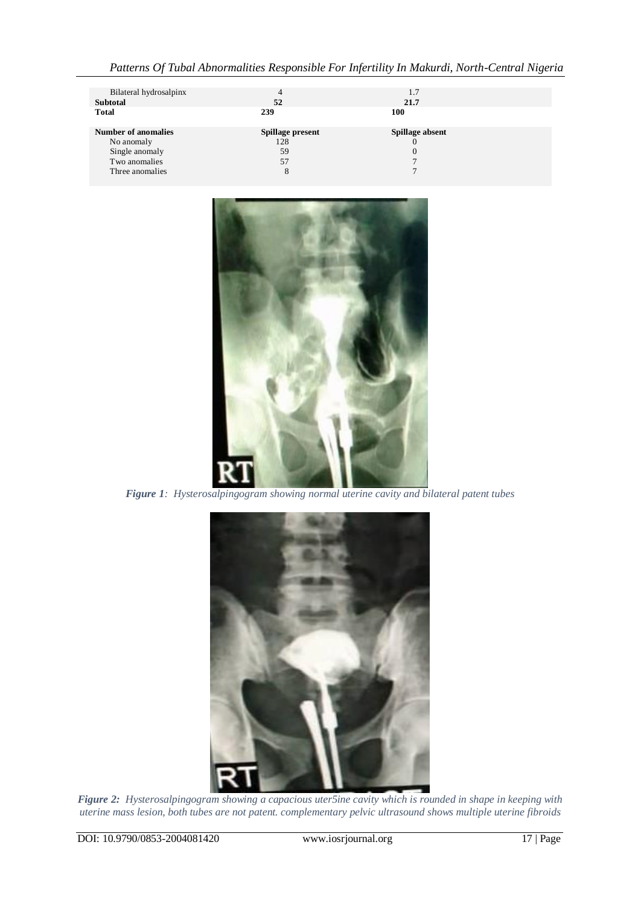| | | |
|---|---|---|
| Bilateral hydrosalpinx | 4 | 1.7 |
| **Subtotal** | **52** | **21.7** |
| **Total** | **239** | **100** |

| Number of anomalies | Spillage present | Spillage absent |
|---|---|---|
| No anomaly | 128 | 0 |
| Single anomaly | 59 | 0 |
| Two anomalies | 57 | 7 |
| Three anomalies | 8 | 7 |

***Figure 1**: Hysterosalpingogram showing normal uterine cavity and bilateral patent tubes*

***Figure 2:** Hysterosalpingogram showing a capacious uter5ine cavity which is rounded in shape in keeping with uterine mass lesion, both tubes are not patent. complementary pelvic ultrasound shows multiple uterine fibroids*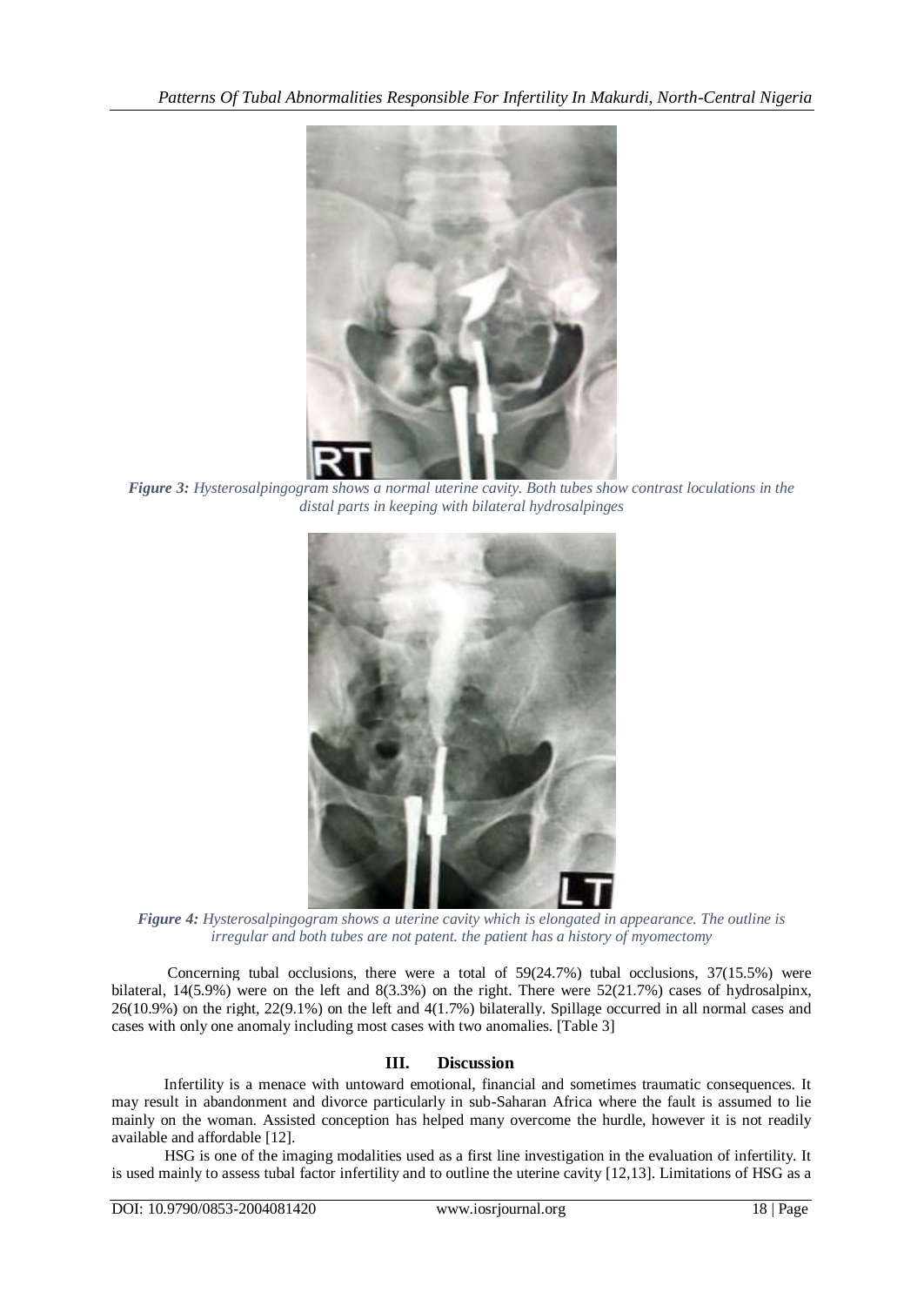*Figure 3: Hysterosalpingogram shows a normal uterine cavity. Both tubes show contrast loculations in the distal parts in keeping with bilateral hydrosalpinges*

*Figure 4: Hysterosalpingogram shows a uterine cavity which is elongated in appearance. The outline is irregular and both tubes are not patent. the patient has a history of myomectomy*

Concerning tubal occlusions, there were a total of 59(24.7%) tubal occlusions, 37(15.5%) were bilateral, 14(5.9%) were on the left and 8(3.3%) on the right. There were 52(21.7%) cases of hydrosalpinx, 26(10.9%) on the right, 22(9.1%) on the left and 4(1.7%) bilaterally. Spillage occurred in all normal cases and cases with only one anomaly including most cases with two anomalies. [Table 3]

## III. Discussion

Infertility is a menace with untoward emotional, financial and sometimes traumatic consequences. It may result in abandonment and divorce particularly in sub-Saharan Africa where the fault is assumed to lie mainly on the woman. Assisted conception has helped many overcome the hurdle, however it is not readily available and affordable [12].

HSG is one of the imaging modalities used as a first line investigation in the evaluation of infertility. It is used mainly to assess tubal factor infertility and to outline the uterine cavity [12,13]. Limitations of HSG as a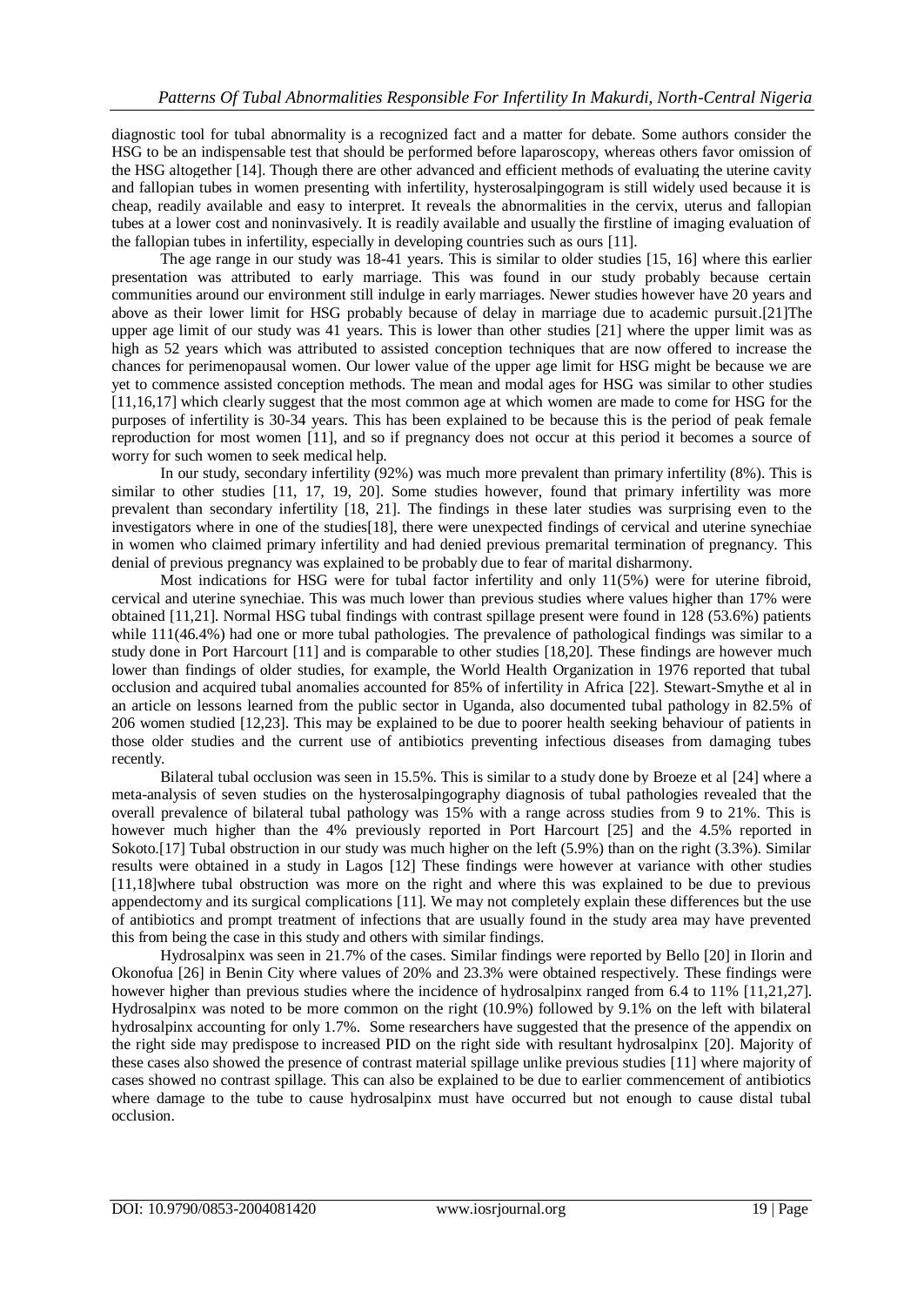diagnostic tool for tubal abnormality is a recognized fact and a matter for debate. Some authors consider the HSG to be an indispensable test that should be performed before laparoscopy, whereas others favor omission of the HSG altogether [14]. Though there are other advanced and efficient methods of evaluating the uterine cavity and fallopian tubes in women presenting with infertility, hysterosalpingogram is still widely used because it is cheap, readily available and easy to interpret. It reveals the abnormalities in the cervix, uterus and fallopian tubes at a lower cost and noninvasively. It is readily available and usually the firstline of imaging evaluation of the fallopian tubes in infertility, especially in developing countries such as ours [11].

The age range in our study was 18-41 years. This is similar to older studies [15, 16] where this earlier presentation was attributed to early marriage. This was found in our study probably because certain communities around our environment still indulge in early marriages. Newer studies however have 20 years and above as their lower limit for HSG probably because of delay in marriage due to academic pursuit.[21]The upper age limit of our study was 41 years. This is lower than other studies [21] where the upper limit was as high as 52 years which was attributed to assisted conception techniques that are now offered to increase the chances for perimenopausal women. Our lower value of the upper age limit for HSG might be because we are yet to commence assisted conception methods. The mean and modal ages for HSG was similar to other studies [11,16,17] which clearly suggest that the most common age at which women are made to come for HSG for the purposes of infertility is 30-34 years. This has been explained to be because this is the period of peak female reproduction for most women [11], and so if pregnancy does not occur at this period it becomes a source of worry for such women to seek medical help.

In our study, secondary infertility (92%) was much more prevalent than primary infertility (8%). This is similar to other studies [11, 17, 19, 20]. Some studies however, found that primary infertility was more prevalent than secondary infertility [18, 21]. The findings in these later studies was surprising even to the investigators where in one of the studies[18], there were unexpected findings of cervical and uterine synechiae in women who claimed primary infertility and had denied previous premarital termination of pregnancy. This denial of previous pregnancy was explained to be probably due to fear of marital disharmony.

Most indications for HSG were for tubal factor infertility and only 11(5%) were for uterine fibroid, cervical and uterine synechiae. This was much lower than previous studies where values higher than 17% were obtained [11,21]. Normal HSG tubal findings with contrast spillage present were found in 128 (53.6%) patients while 111(46.4%) had one or more tubal pathologies. The prevalence of pathological findings was similar to a study done in Port Harcourt [11] and is comparable to other studies [18,20]. These findings are however much lower than findings of older studies, for example, the World Health Organization in 1976 reported that tubal occlusion and acquired tubal anomalies accounted for 85% of infertility in Africa [22]. Stewart-Smythe et al in an article on lessons learned from the public sector in Uganda, also documented tubal pathology in 82.5% of 206 women studied [12,23]. This may be explained to be due to poorer health seeking behaviour of patients in those older studies and the current use of antibiotics preventing infectious diseases from damaging tubes recently.

Bilateral tubal occlusion was seen in 15.5%. This is similar to a study done by Broeze et al [24] where a meta-analysis of seven studies on the hysterosalpingography diagnosis of tubal pathologies revealed that the overall prevalence of bilateral tubal pathology was 15% with a range across studies from 9 to 21%. This is however much higher than the 4% previously reported in Port Harcourt [25] and the 4.5% reported in Sokoto.[17] Tubal obstruction in our study was much higher on the left (5.9%) than on the right (3.3%). Similar results were obtained in a study in Lagos [12] These findings were however at variance with other studies [11,18]where tubal obstruction was more on the right and where this was explained to be due to previous appendectomy and its surgical complications [11]. We may not completely explain these differences but the use of antibiotics and prompt treatment of infections that are usually found in the study area may have prevented this from being the case in this study and others with similar findings.

Hydrosalpinx was seen in 21.7% of the cases. Similar findings were reported by Bello [20] in Ilorin and Okonofua [26] in Benin City where values of 20% and 23.3% were obtained respectively. These findings were however higher than previous studies where the incidence of hydrosalpinx ranged from 6.4 to 11% [11,21,27]. Hydrosalpinx was noted to be more common on the right (10.9%) followed by 9.1% on the left with bilateral hydrosalpinx accounting for only 1.7%. Some researchers have suggested that the presence of the appendix on the right side may predispose to increased PID on the right side with resultant hydrosalpinx [20]. Majority of these cases also showed the presence of contrast material spillage unlike previous studies [11] where majority of cases showed no contrast spillage. This can also be explained to be due to earlier commencement of antibiotics where damage to the tube to cause hydrosalpinx must have occurred but not enough to cause distal tubal occlusion.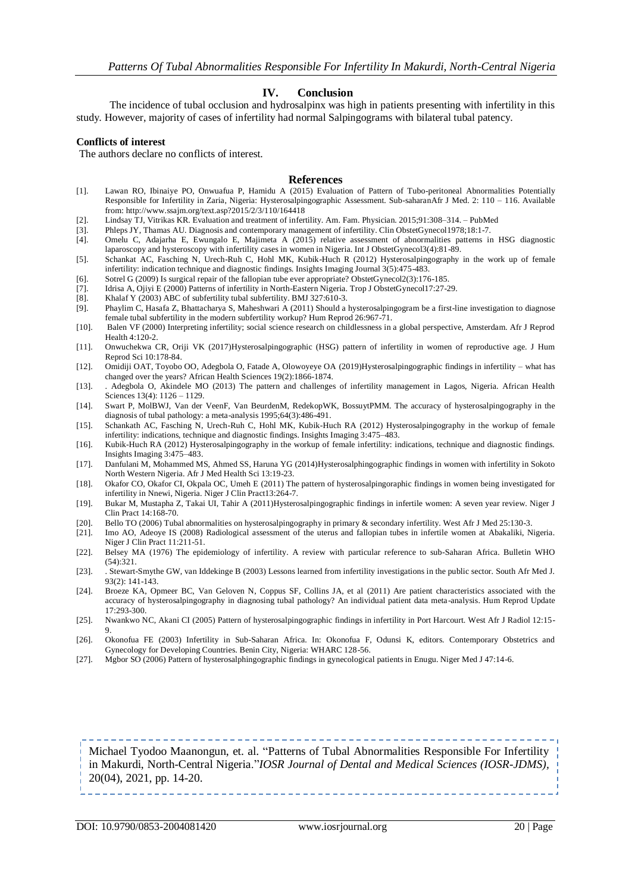## IV. Conclusion

The incidence of tubal occlusion and hydrosalpinx was high in patients presenting with infertility in this study. However, majority of cases of infertility had normal Salpingograms with bilateral tubal patency.

**Conflicts of interest**

The authors declare no conflicts of interest.

## References

[1]. Lawan RO, Ibinaiye PO, Onwuafua P, Hamidu A (2015) Evaluation of Pattern of Tubo-peritoneal Abnormalities Potentially Responsible for Infertility in Zaria, Nigeria: Hysterosalpingographic Assessment. Sub-saharanAfr J Med. 2: 110 – 116. Available from: http://www.ssajm.org/text.asp?2015/2/3/110/164418

[2]. Lindsay TJ, Vitrikas KR. Evaluation and treatment of infertility. Am. Fam. Physician. 2015;91:308–314. – PubMed

[3]. Phleps JY, Thamas AU. Diagnosis and contemporary management of infertility. Clin ObstetGynecol1978;18:1-7.

[4]. Omelu C, Adajarha E, Ewungalo E, Majimeta A (2015) relative assessment of abnormalities patterns in HSG diagnostic laparoscopy and hysteroscopy with infertility cases in women in Nigeria. Int J ObstetGynecol3(4):81-89.

[5]. Schankat AC, Fasching N, Urech-Ruh C, Hohl MK, Kubik-Huch R (2012) Hysterosalpingography in the work up of female infertility: indication technique and diagnostic findings. Insights Imaging Journal 3(5):475-483.

[6]. Sotrel G (2009) Is surgical repair of the fallopian tube ever appropriate? ObstetGynecol2(3):176-185.

[7]. Idrisa A, Ojiyi E (2000) Patterns of infertility in North-Eastern Nigeria. Trop J ObstetGynecol17:27-29.

[8]. Khalaf Y (2003) ABC of subfertility tubal subfertility. BMJ 327:610-3.

[9]. Phaylim C, Hasafa Z, Bhattacharya S, Maheshwari A (2011) Should a hysterosalpingogram be a first-line investigation to diagnose female tubal subfertility in the modern subfertility workup? Hum Reprod 26:967-71.

[10]. Balen VF (2000) Interpreting infertility; social science research on childlessness in a global perspective, Amsterdam. Afr J Reprod Health 4:120-2.

[11]. Onwuchekwa CR, Oriji VK (2017)Hysterosalpingographic (HSG) pattern of infertility in women of reproductive age. J Hum Reprod Sci 10:178-84.

[12]. Omidiji OAT, Toyobo OO, Adegbola O, Fatade A, Olowoyeye OA (2019)Hysterosalpingographic findings in infertility – what has changed over the years? African Health Sciences 19(2):1866-1874.

[13]. . Adegbola O, Akindele MO (2013) The pattern and challenges of infertility management in Lagos, Nigeria. African Health Sciences 13(4): 1126 – 1129.

[14]. Swart P, MolBWJ, Van der VeenF, Van BeurdenM, RedekopWK, BossuytPMM. The accuracy of hysterosalpingography in the diagnosis of tubal pathology: a meta-analysis 1995;64(3):486-491.

[15]. Schankath AC, Fasching N, Urech-Ruh C, Hohl MK, Kubik-Huch RA (2012) Hysterosalpingography in the workup of female infertility: indications, technique and diagnostic findings. Insights Imaging 3:475–483.

[16]. Kubik-Huch RA (2012) Hysterosalpingography in the workup of female infertility: indications, technique and diagnostic findings. Insights Imaging 3:475–483.

[17]. Danfulani M, Mohammed MS, Ahmed SS, Haruna YG (2014)Hysterosalphingographic findings in women with infertility in Sokoto North Western Nigeria. Afr J Med Health Sci 13:19-23.

[18]. Okafor CO, Okafor CI, Okpala OC, Umeh E (2011) The pattern of hysterosalpingoraphic findings in women being investigated for infertility in Nnewi, Nigeria. Niger J Clin Pract13:264-7.

[19]. Bukar M, Mustapha Z, Takai UI, Tahir A (2011)Hysterosalpingographic findings in infertile women: A seven year review. Niger J Clin Pract 14:168-70.

[20]. Bello TO (2006) Tubal abnormalities on hysterosalpingography in primary & secondary infertility. West Afr J Med 25:130-3.

[21]. Imo AO, Adeoye IS (2008) Radiological assessment of the uterus and fallopian tubes in infertile women at Abakaliki, Nigeria. Niger J Clin Pract 11:211-51.

[22]. Belsey MA (1976) The epidemiology of infertility. A review with particular reference to sub-Saharan Africa. Bulletin WHO (54):321.

[23]. . Stewart-Smythe GW, van Iddekinge B (2003) Lessons learned from infertility investigations in the public sector. South Afr Med J. 93(2): 141-143.

[24]. Broeze KA, Opmeer BC, Van Geloven N, Coppus SF, Collins JA, et al (2011) Are patient characteristics associated with the accuracy of hysterosalpingography in diagnosing tubal pathology? An individual patient data meta-analysis. Hum Reprod Update 17:293-300.

[25]. Nwankwo NC, Akani CI (2005) Pattern of hysterosalpingographic findings in infertility in Port Harcourt. West Afr J Radiol 12:15-9.

[26]. Okonofua FE (2003) Infertility in Sub-Saharan Africa. In: Okonofua F, Odunsi K, editors. Contemporary Obstetrics and Gynecology for Developing Countries. Benin City, Nigeria: WHARC 128-56.

[27]. Mgbor SO (2006) Pattern of hysterosalphingographic findings in gynecological patients in Enugu. Niger Med J 47:14-6.

Michael Tyodoo Maanongun, et. al. "Patterns of Tubal Abnormalities Responsible For Infertility in Makurdi, North-Central Nigeria."*IOSR Journal of Dental and Medical Sciences (IOSR-JDMS)*, 20(04), 2021, pp. 14-20.